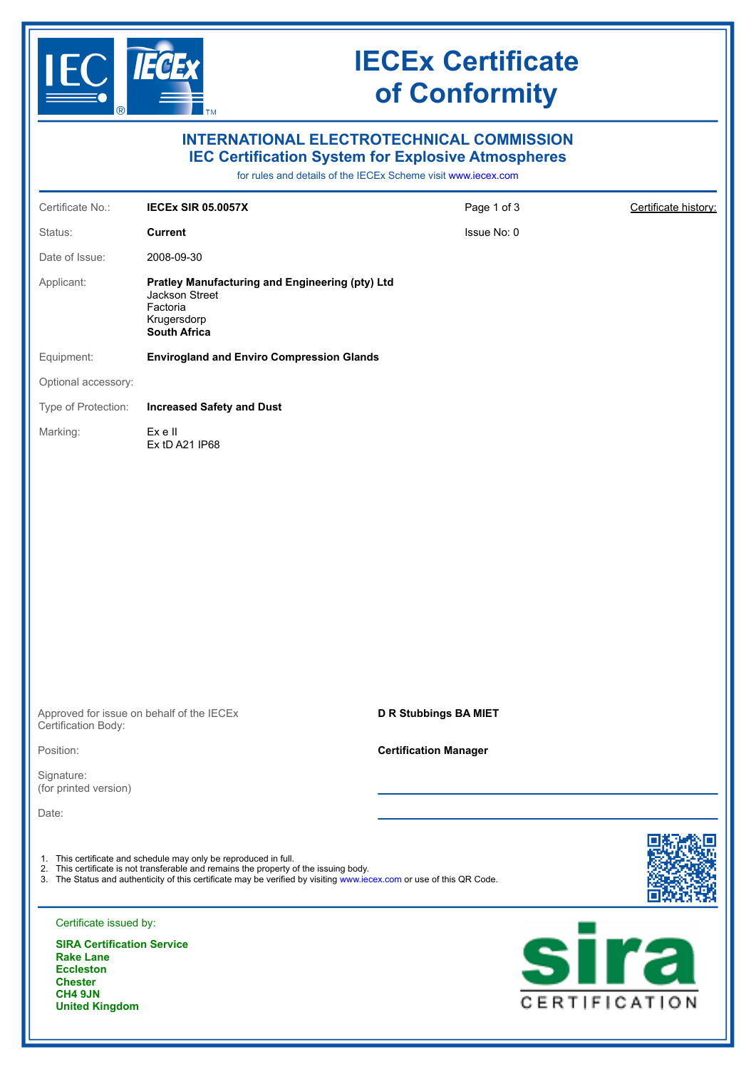# IECEx Certificate of Conformity

## INTERNATIONAL ELECTROTECHNICAL COMMISSION
## IEC Certification System for Explosive Atmospheres

for rules and details of the IECEx Scheme visit www.iecex.com

| | | | |
|---|---|---|---|
| Certificate No.: | **IECEx SIR 05.0057X** | Page 1 of 3 | Certificate history: |
| Status: | **Current** | Issue No: 0 | |
| Date of Issue: | 2008-09-30 | | |
| Applicant: | **Pratley Manufacturing and Engineering (pty) Ltd**<br>Jackson Street<br>Factoria<br>Krugersdorp<br>**South Africa** | | |
| Equipment: | **Envirogland and Enviro Compression Glands** | | |
| Optional accessory: | | | |
| Type of Protection: | **Increased Safety and Dust** | | |
| Marking: | Ex e II<br>Ex tD A21 IP68 | | |

Approved for issue on behalf of the IECEx Certification Body: **D R Stubbings BA MIET**

Position: **Certification Manager**

Signature:
(for printed version)

Date:

1. This certificate and schedule may only be reproduced in full.
2. This certificate is not transferable and remains the property of the issuing body.
3. The Status and authenticity of this certificate may be verified by visiting www.iecex.com or use of this QR Code.

Certificate issued by:

**SIRA Certification Service**
**Rake Lane**
**Eccleston**
**Chester**
**CH4 9JN**
**United Kingdom**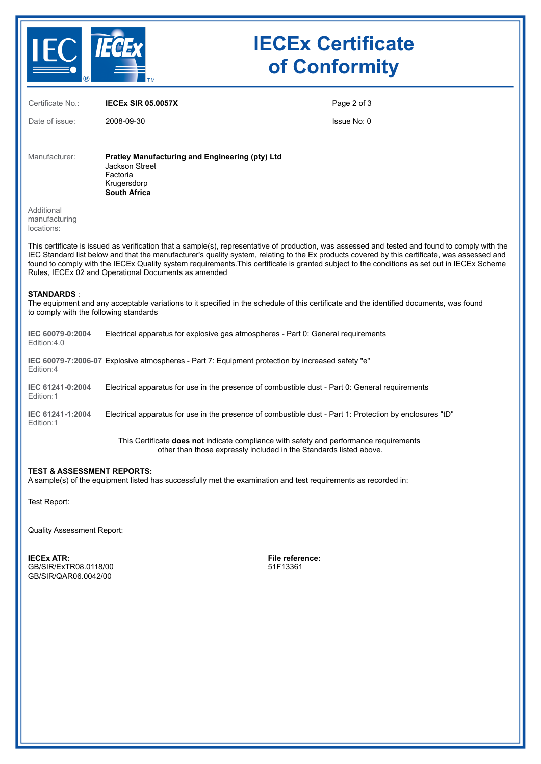# IECEx Certificate of Conformity

| | | | |
|---|---|---|---|
| Certificate No.: | **IECEx SIR 05.0057X** | | |
| Date of issue: | 2008-09-30 | | Issue No: 0 |

Manufacturer: **Pratley Manufacturing and Engineering (pty) Ltd**
Jackson Street
Factoria
Krugersdorp
**South Africa**

Additional manufacturing locations:

This certificate is issued as verification that a sample(s), representative of production, was assessed and tested and found to comply with the IEC Standard list below and that the manufacturer's quality system, relating to the Ex products covered by this certificate, was assessed and found to comply with the IECEx Quality system requirements.This certificate is granted subject to the conditions as set out in IECEx Scheme Rules, IECEx 02 and Operational Documents as amended

**STANDARDS** :
The equipment and any acceptable variations to it specified in the schedule of this certificate and the identified documents, was found to comply with the following standards

**IEC 60079-0:2004** Edition:4.0 — Electrical apparatus for explosive gas atmospheres - Part 0: General requirements

**IEC 60079-7:2006-07** Edition:4 — Explosive atmospheres - Part 7: Equipment protection by increased safety "e"

**IEC 61241-0:2004** Edition:1 — Electrical apparatus for use in the presence of combustible dust - Part 0: General requirements

**IEC 61241-1:2004** Edition:1 — Electrical apparatus for use in the presence of combustible dust - Part 1: Protection by enclosures "tD"

This Certificate **does not** indicate compliance with safety and performance requirements other than those expressly included in the Standards listed above.

**TEST & ASSESSMENT REPORTS:**
A sample(s) of the equipment listed has successfully met the examination and test requirements as recorded in:

Test Report:

Quality Assessment Report:

**IECEx ATR:**
GB/SIR/ExTR08.0118/00
GB/SIR/QAR06.0042/00

**File reference:**
51F13361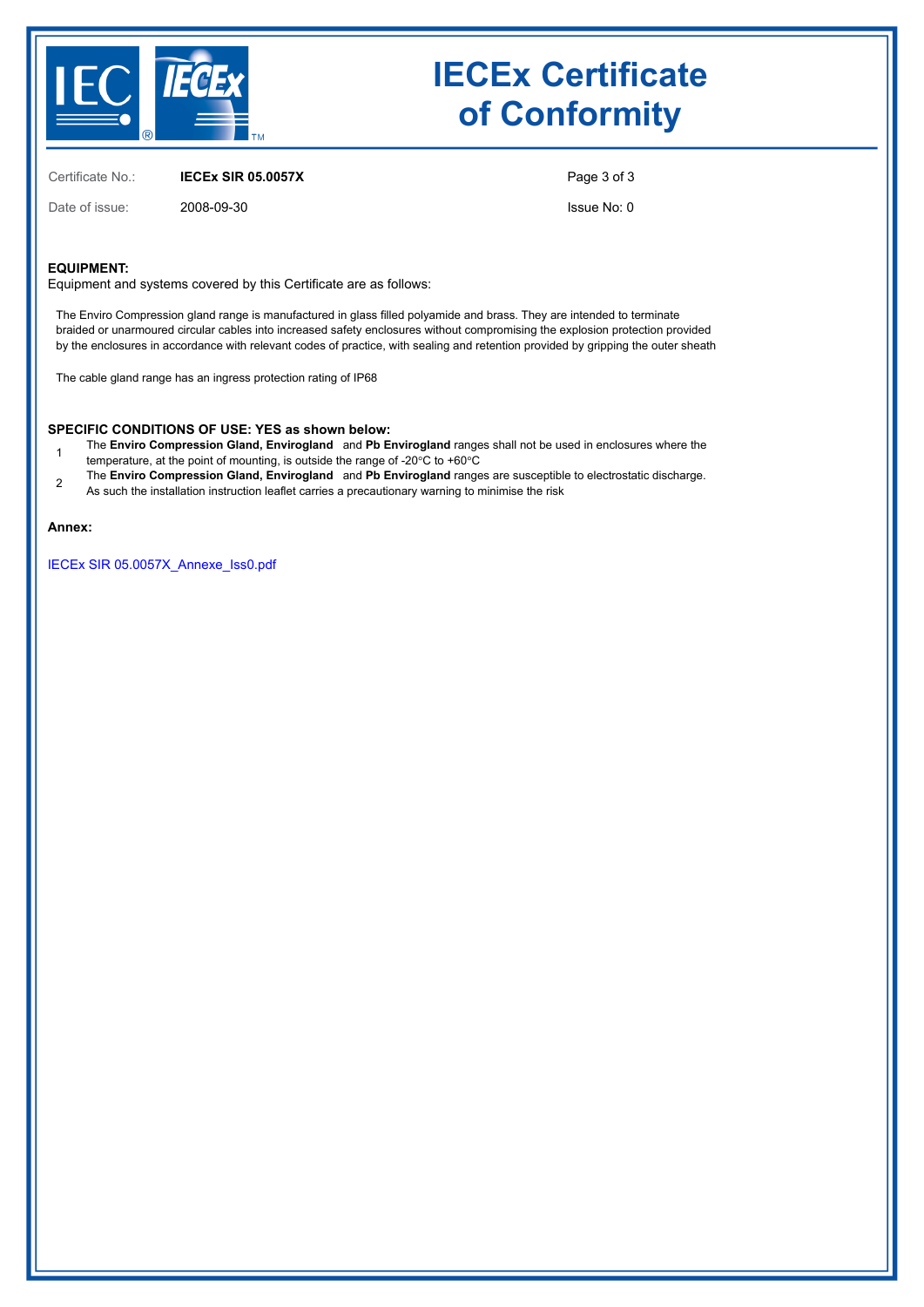# IECEx Certificate of Conformity

Certificate No.: **IECEx SIR 05.0057X**

Date of issue: 2008-09-30

Issue No: 0

**EQUIPMENT:**

Equipment and systems covered by this Certificate are as follows:

The Enviro Compression gland range is manufactured in glass filled polyamide and brass. They are intended to terminate braided or unarmoured circular cables into increased safety enclosures without compromising the explosion protection provided by the enclosures in accordance with relevant codes of practice, with sealing and retention provided by gripping the outer sheath

The cable gland range has an ingress protection rating of IP68

**SPECIFIC CONDITIONS OF USE: YES as shown below:**

1. The **Enviro Compression Gland, Envirogland** and **Pb Envirogland** ranges shall not be used in enclosures where the temperature, at the point of mounting, is outside the range of -20°C to +60°C
2. The **Enviro Compression Gland, Envirogland** and **Pb Envirogland** ranges are susceptible to electrostatic discharge. As such the installation instruction leaflet carries a precautionary warning to minimise the risk

**Annex:**

IECEx SIR 05.0057X_Annexe_Iss0.pdf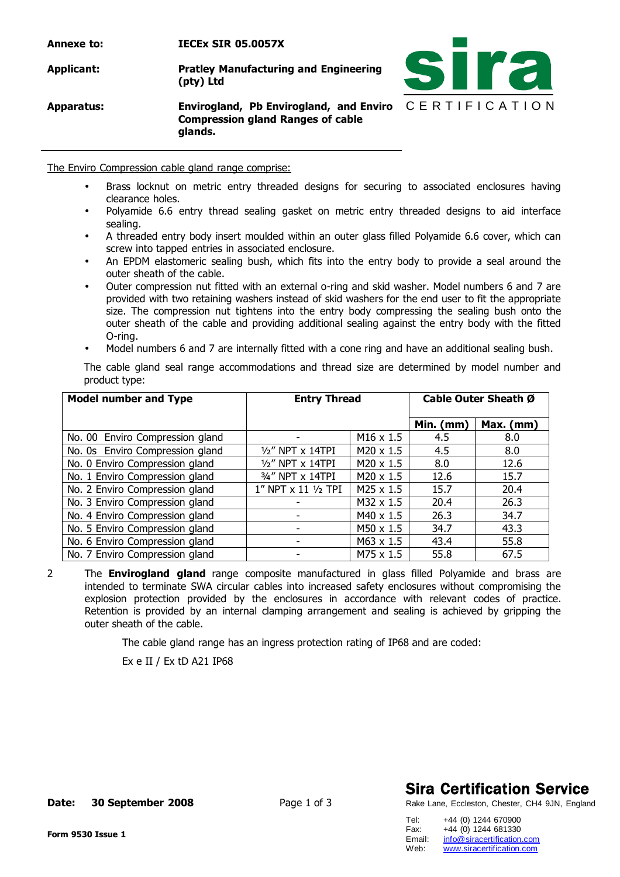| | |
|---|---|
| **Annexe to:** | **IECEx SIR 05.0057X** |
| **Applicant:** | **Pratley Manufacturing and Engineering (pty) Ltd** |
| **Apparatus:** | **Envirogland, Pb Envirogland, and Enviro Compression gland Ranges of cable glands.** |

The Enviro Compression cable gland range comprise:

- Brass locknut on metric entry threaded designs for securing to associated enclosures having clearance holes.
- Polyamide 6.6 entry thread sealing gasket on metric entry threaded designs to aid interface sealing.
- A threaded entry body insert moulded within an outer glass filled Polyamide 6.6 cover, which can screw into tapped entries in associated enclosure.
- An EPDM elastomeric sealing bush, which fits into the entry body to provide a seal around the outer sheath of the cable.
- Outer compression nut fitted with an external o-ring and skid washer. Model numbers 6 and 7 are provided with two retaining washers instead of skid washers for the end user to fit the appropriate size. The compression nut tightens into the entry body compressing the sealing bush onto the outer sheath of the cable and providing additional sealing against the entry body with the fitted O-ring.
- Model numbers 6 and 7 are internally fitted with a cone ring and have an additional sealing bush.

The cable gland seal range accommodations and thread size are determined by model number and product type:

| Model number and Type | Entry Thread | | Cable Outer Sheath Ø | |
|---|---|---|---|---|
| | | | Min. (mm) | Max. (mm) |
| No. 00 Enviro Compression gland | - | M16 x 1.5 | 4.5 | 8.0 |
| No. 0s Enviro Compression gland | ½" NPT x 14TPI | M20 x 1.5 | 4.5 | 8.0 |
| No. 0 Enviro Compression gland | ½" NPT x 14TPI | M20 x 1.5 | 8.0 | 12.6 |
| No. 1 Enviro Compression gland | ¾" NPT x 14TPI | M20 x 1.5 | 12.6 | 15.7 |
| No. 2 Enviro Compression gland | 1" NPT x 11 ½ TPI | M25 x 1.5 | 15.7 | 20.4 |
| No. 3 Enviro Compression gland | - | M32 x 1.5 | 20.4 | 26.3 |
| No. 4 Enviro Compression gland | - | M40 x 1.5 | 26.3 | 34.7 |
| No. 5 Enviro Compression gland | - | M50 x 1.5 | 34.7 | 43.3 |
| No. 6 Enviro Compression gland | - | M63 x 1.5 | 43.4 | 55.8 |
| No. 7 Enviro Compression gland | - | M75 x 1.5 | 55.8 | 67.5 |

2 The **Envirogland gland** range composite manufactured in glass filled Polyamide and brass are intended to terminate SWA circular cables into increased safety enclosures without compromising the explosion protection provided by the enclosures in accordance with relevant codes of practice. Retention is provided by an internal clamping arrangement and sealing is achieved by gripping the outer sheath of the cable.

The cable gland range has an ingress protection rating of IP68 and are coded:

Ex e II / Ex tD A21 IP68

**Date: 30 September 2008**

**Form 9530 Issue 1**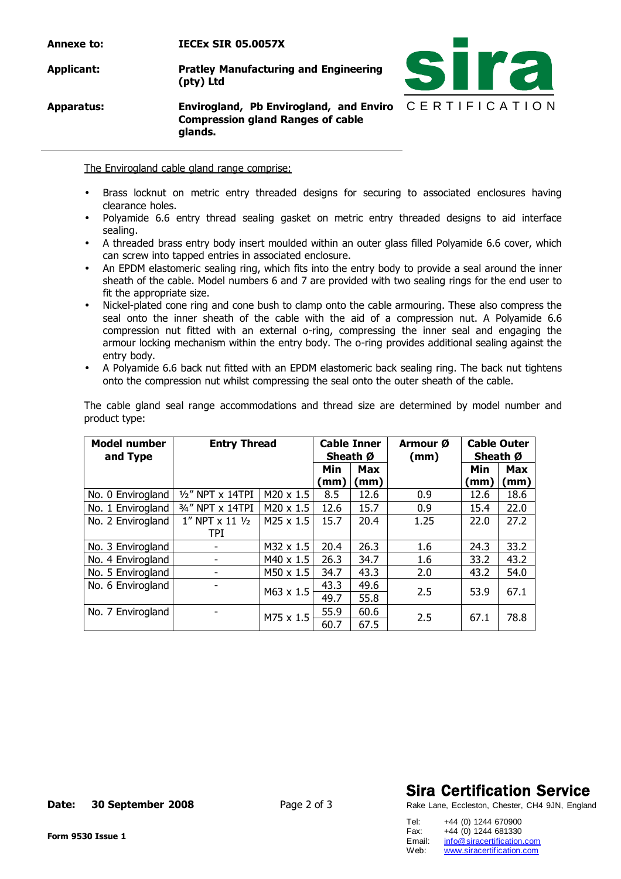| **Annexe to:** | **IECEx SIR 05.0057X** |
|---|---|
| **Applicant:** | **Pratley Manufacturing and Engineering (pty) Ltd** |
| **Apparatus:** | **Envirogland, Pb Envirogland, and Enviro Compression gland Ranges of cable glands.** |

The Envirogland cable gland range comprise:

- Brass locknut on metric entry threaded designs for securing to associated enclosures having clearance holes.
- Polyamide 6.6 entry thread sealing gasket on metric entry threaded designs to aid interface sealing.
- A threaded brass entry body insert moulded within an outer glass filled Polyamide 6.6 cover, which can screw into tapped entries in associated enclosure.
- An EPDM elastomeric sealing ring, which fits into the entry body to provide a seal around the inner sheath of the cable. Model numbers 6 and 7 are provided with two sealing rings for the end user to fit the appropriate size.
- Nickel-plated cone ring and cone bush to clamp onto the cable armouring. These also compress the seal onto the inner sheath of the cable with the aid of a compression nut. A Polyamide 6.6 compression nut fitted with an external o-ring, compressing the inner seal and engaging the armour locking mechanism within the entry body. The o-ring provides additional sealing against the entry body.
- A Polyamide 6.6 back nut fitted with an EPDM elastomeric back sealing ring. The back nut tightens onto the compression nut whilst compressing the seal onto the outer sheath of the cable.

The cable gland seal range accommodations and thread size are determined by model number and product type:

| Model number and Type | Entry Thread | | Cable Inner Sheath Ø | | Armour Ø (mm) | Cable Outer Sheath Ø | |
|---|---|---|---|---|---|---|---|
| | | | Min (mm) | Max (mm) | | Min (mm) | Max (mm) |
| No. 0 Envirogland | ½″ NPT x 14TPI | M20 x 1.5 | 8.5 | 12.6 | 0.9 | 12.6 | 18.6 |
| No. 1 Envirogland | ¾″ NPT x 14TPI | M20 x 1.5 | 12.6 | 15.7 | 0.9 | 15.4 | 22.0 |
| No. 2 Envirogland | 1″ NPT x 11 ½ TPI | M25 x 1.5 | 15.7 | 20.4 | 1.25 | 22.0 | 27.2 |
| No. 3 Envirogland | - | M32 x 1.5 | 20.4 | 26.3 | 1.6 | 24.3 | 33.2 |
| No. 4 Envirogland | - | M40 x 1.5 | 26.3 | 34.7 | 1.6 | 33.2 | 43.2 |
| No. 5 Envirogland | - | M50 x 1.5 | 34.7 | 43.3 | 2.0 | 43.2 | 54.0 |
| No. 6 Envirogland | - | M63 x 1.5 | 43.3 | 49.6 | 2.5 | 53.9 | 67.1 |
| | | | 49.7 | 55.8 | | | |
| No. 7 Envirogland | - | M75 x 1.5 | 55.9 | 60.6 | 2.5 | 67.1 | 78.8 |
| | | | 60.7 | 67.5 | | | |

**Date: 30 September 2008**

**Form 9530 Issue 1**

**Sira Certification Service**

Rake Lane, Eccleston, Chester, CH4 9JN, England

Tel: +44 (0) 1244 670900
Fax: +44 (0) 1244 681330
Email: info@siracertification.com
Web: www.siracertification.com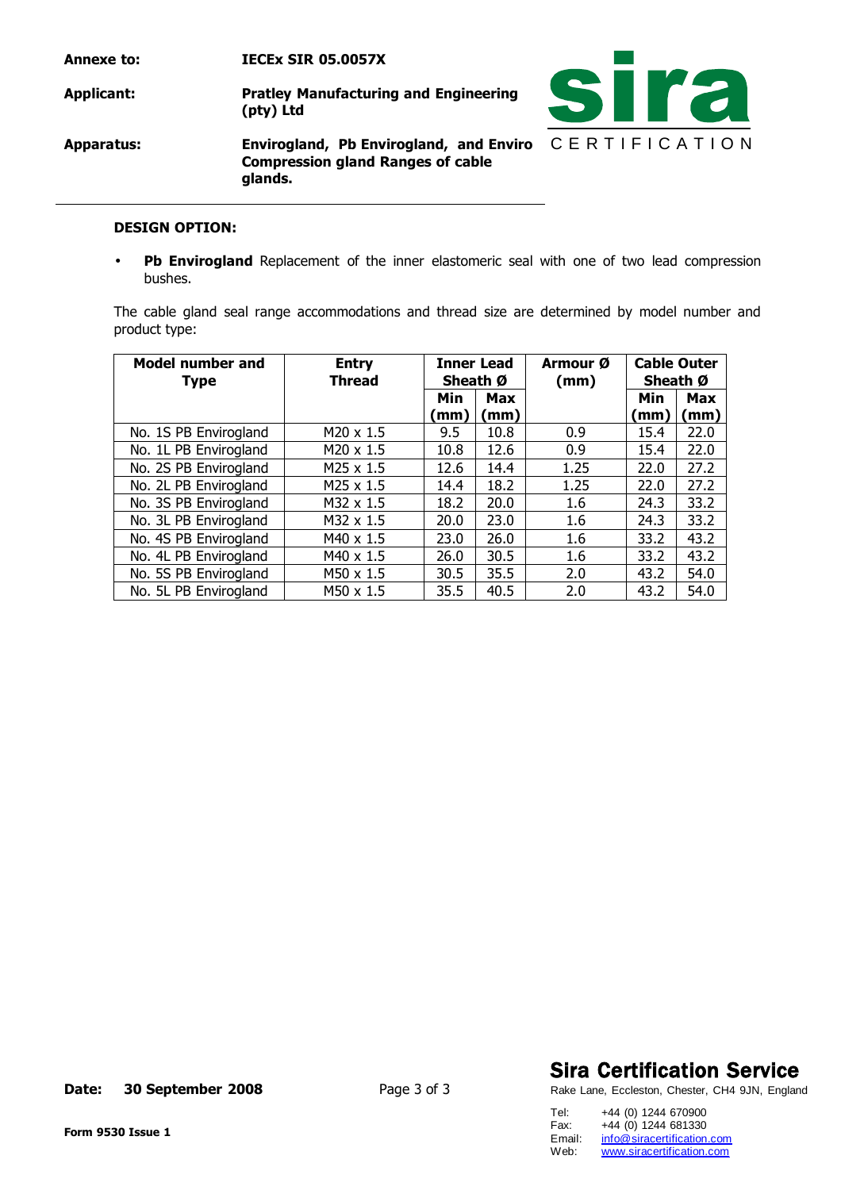**Annexe to:** **IECEx SIR 05.0057X**

**Applicant:** **Pratley Manufacturing and Engineering (pty) Ltd**

**Apparatus:** **Envirogland, Pb Envirogland, and Enviro Compression gland Ranges of cable glands.**

**DESIGN OPTION:**

- **Pb Envirogland** Replacement of the inner elastomeric seal with one of two lead compression bushes.

The cable gland seal range accommodations and thread size are determined by model number and product type:

| Model number and Type | Entry Thread | Inner Lead Sheath Ø | | Armour Ø (mm) | Cable Outer Sheath Ø | |
|---|---|---|---|---|---|---|
| | | Min (mm) | Max (mm) | | Min (mm) | Max (mm) |
| No. 1S PB Envirogland | M20 x 1.5 | 9.5 | 10.8 | 0.9 | 15.4 | 22.0 |
| No. 1L PB Envirogland | M20 x 1.5 | 10.8 | 12.6 | 0.9 | 15.4 | 22.0 |
| No. 2S PB Envirogland | M25 x 1.5 | 12.6 | 14.4 | 1.25 | 22.0 | 27.2 |
| No. 2L PB Envirogland | M25 x 1.5 | 14.4 | 18.2 | 1.25 | 22.0 | 27.2 |
| No. 3S PB Envirogland | M32 x 1.5 | 18.2 | 20.0 | 1.6 | 24.3 | 33.2 |
| No. 3L PB Envirogland | M32 x 1.5 | 20.0 | 23.0 | 1.6 | 24.3 | 33.2 |
| No. 4S PB Envirogland | M40 x 1.5 | 23.0 | 26.0 | 1.6 | 33.2 | 43.2 |
| No. 4L PB Envirogland | M40 x 1.5 | 26.0 | 30.5 | 1.6 | 33.2 | 43.2 |
| No. 5S PB Envirogland | M50 x 1.5 | 30.5 | 35.5 | 2.0 | 43.2 | 54.0 |
| No. 5L PB Envirogland | M50 x 1.5 | 35.5 | 40.5 | 2.0 | 43.2 | 54.0 |

**Date: 30 September 2008**

**Form 9530 Issue 1**

**Sira Certification Service**

Rake Lane, Eccleston, Chester, CH4 9JN, England

Tel: +44 (0) 1244 670900
Fax: +44 (0) 1244 681330
Email: info@siracertification.com
Web: www.siracertification.com